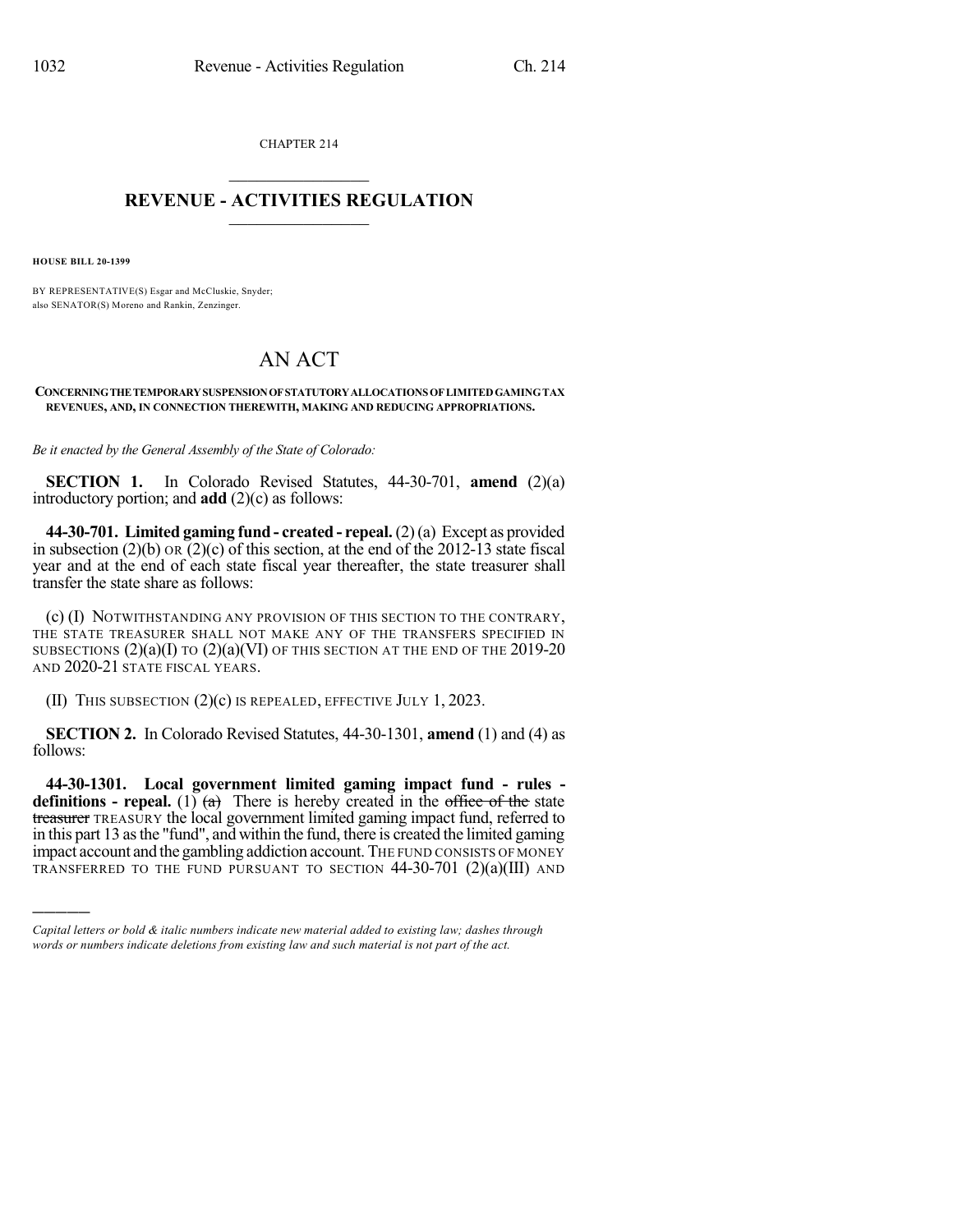CHAPTER 214

## REVENUE - ACTIVITIES REGULATION

**HOUSE BILL 20-1399**

BY REPRESENTATIVE(S) Esgar and McCluskie, Snyder;
also SENATOR(S) Moreno and Rankin, Zenzinger.

# AN ACT

**CONCERNING THE TEMPORARY SUSPENSION OF STATUTORY ALLOCATIONS OF LIMITED GAMING TAX REVENUES, AND, IN CONNECTION THEREWITH, MAKING AND REDUCING APPROPRIATIONS.**

*Be it enacted by the General Assembly of the State of Colorado:*

**SECTION 1.** In Colorado Revised Statutes, 44-30-701, **amend** (2)(a) introductory portion; and **add** (2)(c) as follows:

**44-30-701. Limited gaming fund - created - repeal.** (2) (a) Except as provided in subsection (2)(b) OR (2)(c) of this section, at the end of the 2012-13 state fiscal year and at the end of each state fiscal year thereafter, the state treasurer shall transfer the state share as follows:

(c) (I) NOTWITHSTANDING ANY PROVISION OF THIS SECTION TO THE CONTRARY, THE STATE TREASURER SHALL NOT MAKE ANY OF THE TRANSFERS SPECIFIED IN SUBSECTIONS (2)(a)(I) TO (2)(a)(VI) OF THIS SECTION AT THE END OF THE 2019-20 AND 2020-21 STATE FISCAL YEARS.

(II) THIS SUBSECTION (2)(c) IS REPEALED, EFFECTIVE JULY 1, 2023.

**SECTION 2.** In Colorado Revised Statutes, 44-30-1301, **amend** (1) and (4) as follows:

**44-30-1301. Local government limited gaming impact fund - rules - definitions - repeal.** (1) ~~(a)~~ There is hereby created in the ~~office of the~~ state ~~treasurer~~ TREASURY the local government limited gaming impact fund, referred to in this part 13 as the "fund", and within the fund, there is created the limited gaming impact account and the gambling addiction account. THE FUND CONSISTS OF MONEY TRANSFERRED TO THE FUND PURSUANT TO SECTION 44-30-701 (2)(a)(III) AND

---

*Capital letters or bold & italic numbers indicate new material added to existing law; dashes through words or numbers indicate deletions from existing law and such material is not part of the act.*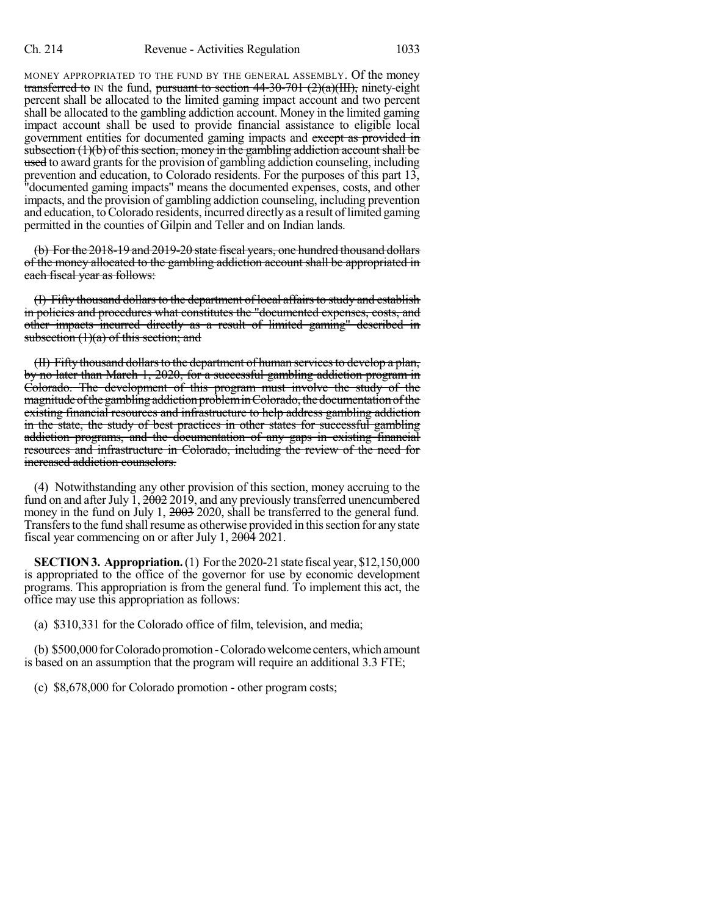MONEY APPROPRIATED TO THE FUND BY THE GENERAL ASSEMBLY. Of the money ~~transferred to~~ IN the fund, ~~pursuant to section 44-30-701 (2)(a)(III),~~ ninety-eight percent shall be allocated to the limited gaming impact account and two percent shall be allocated to the gambling addiction account. Money in the limited gaming impact account shall be used to provide financial assistance to eligible local government entities for documented gaming impacts and ~~except as provided in subsection (1)(b) of this section, money in the gambling addiction account shall be used~~ to award grants for the provision of gambling addiction counseling, including prevention and education, to Colorado residents. For the purposes of this part 13, "documented gaming impacts" means the documented expenses, costs, and other impacts, and the provision of gambling addiction counseling, including prevention and education, to Colorado residents, incurred directly as a result of limited gaming permitted in the counties of Gilpin and Teller and on Indian lands.

~~(b) For the 2018-19 and 2019-20 state fiscal years, one hundred thousand dollars of the money allocated to the gambling addiction account shall be appropriated in each fiscal year as follows:~~

~~(I) Fifty thousand dollars to the department of local affairs to study and establish in policies and procedures what constitutes the "documented expenses, costs, and other impacts incurred directly as a result of limited gaming" described in subsection (1)(a) of this section; and~~

~~(II) Fifty thousand dollars to the department of human services to develop a plan, by no later than March 1, 2020, for a successful gambling addiction program in Colorado. The development of this program must involve the study of the magnitude of the gambling addiction problem in Colorado, the documentation of the existing financial resources and infrastructure to help address gambling addiction in the state, the study of best practices in other states for successful gambling addiction programs, and the documentation of any gaps in existing financial resources and infrastructure in Colorado, including the review of the need for increased addiction counselors.~~

(4) Notwithstanding any other provision of this section, money accruing to the fund on and after July 1, ~~2002~~ 2019, and any previously transferred unencumbered money in the fund on July 1, ~~2003~~ 2020, shall be transferred to the general fund. Transfers to the fund shall resume as otherwise provided in this section for any state fiscal year commencing on or after July 1, ~~2004~~ 2021.

**SECTION 3. Appropriation.** (1) For the 2020-21 state fiscal year, $12,150,000 is appropriated to the office of the governor for use by economic development programs. This appropriation is from the general fund. To implement this act, the office may use this appropriation as follows:

(a) $310,331 for the Colorado office of film, television, and media;

(b) $500,000 for Colorado promotion - Colorado welcome centers, which amount is based on an assumption that the program will require an additional 3.3 FTE;

(c) $8,678,000 for Colorado promotion - other program costs;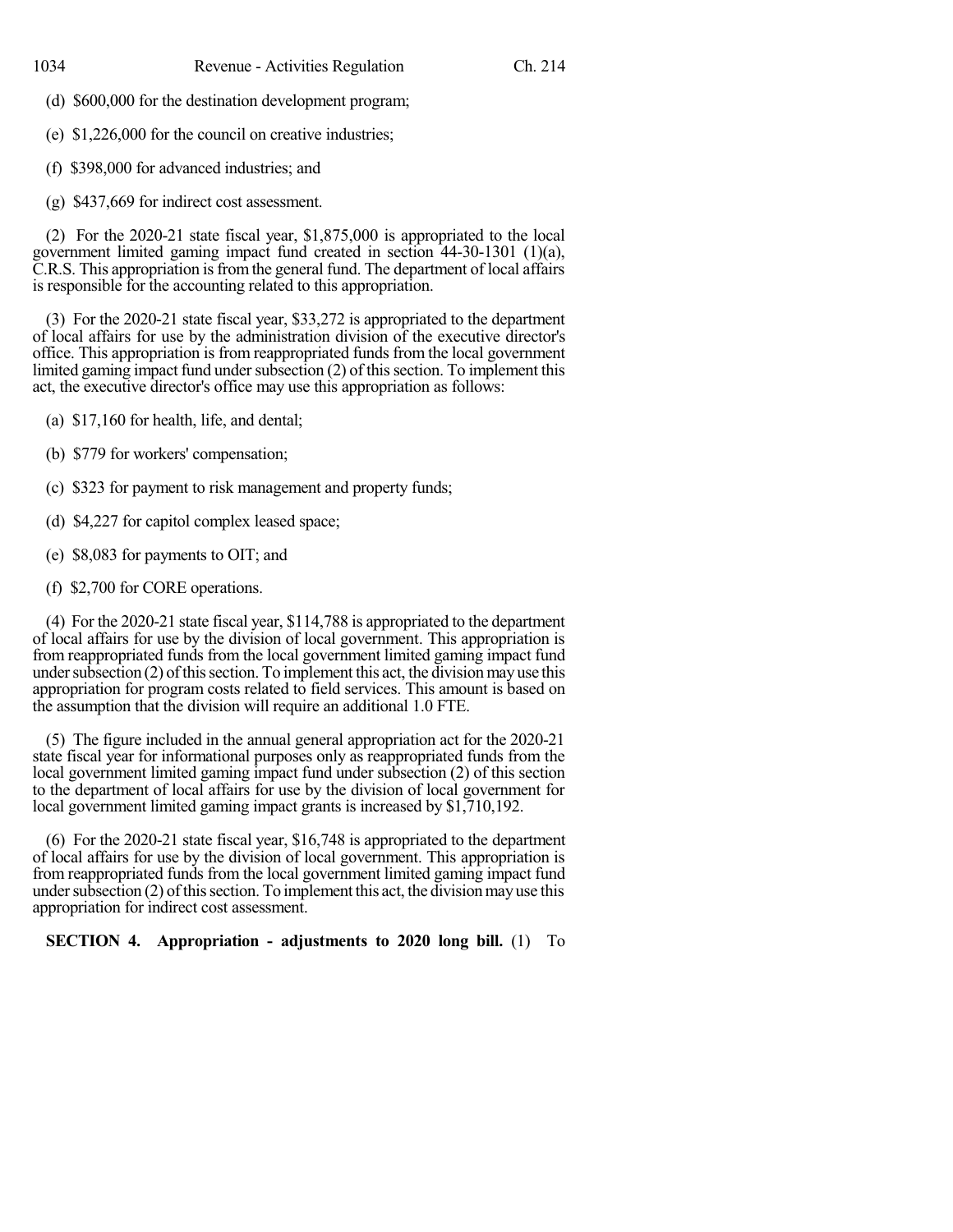(d) \$600,000 for the destination development program;

(e) \$1,226,000 for the council on creative industries;

(f) \$398,000 for advanced industries; and

(g) \$437,669 for indirect cost assessment.

(2) For the 2020-21 state fiscal year, \$1,875,000 is appropriated to the local government limited gaming impact fund created in section 44-30-1301 (1)(a), C.R.S. This appropriation is from the general fund. The department of local affairs is responsible for the accounting related to this appropriation.

(3) For the 2020-21 state fiscal year, \$33,272 is appropriated to the department of local affairs for use by the administration division of the executive director's office. This appropriation is from reappropriated funds from the local government limited gaming impact fund under subsection (2) of this section. To implement this act, the executive director's office may use this appropriation as follows:

(a) \$17,160 for health, life, and dental;

(b) \$779 for workers' compensation;

(c) \$323 for payment to risk management and property funds;

(d) \$4,227 for capitol complex leased space;

(e) \$8,083 for payments to OIT; and

(f) \$2,700 for CORE operations.

(4) For the 2020-21 state fiscal year, \$114,788 is appropriated to the department of local affairs for use by the division of local government. This appropriation is from reappropriated funds from the local government limited gaming impact fund under subsection (2) of this section. To implement this act, the division may use this appropriation for program costs related to field services. This amount is based on the assumption that the division will require an additional 1.0 FTE.

(5) The figure included in the annual general appropriation act for the 2020-21 state fiscal year for informational purposes only as reappropriated funds from the local government limited gaming impact fund under subsection (2) of this section to the department of local affairs for use by the division of local government for local government limited gaming impact grants is increased by \$1,710,192.

(6) For the 2020-21 state fiscal year, \$16,748 is appropriated to the department of local affairs for use by the division of local government. This appropriation is from reappropriated funds from the local government limited gaming impact fund under subsection (2) of this section. To implement this act, the division may use this appropriation for indirect cost assessment.

**SECTION 4. Appropriation - adjustments to 2020 long bill.** (1) To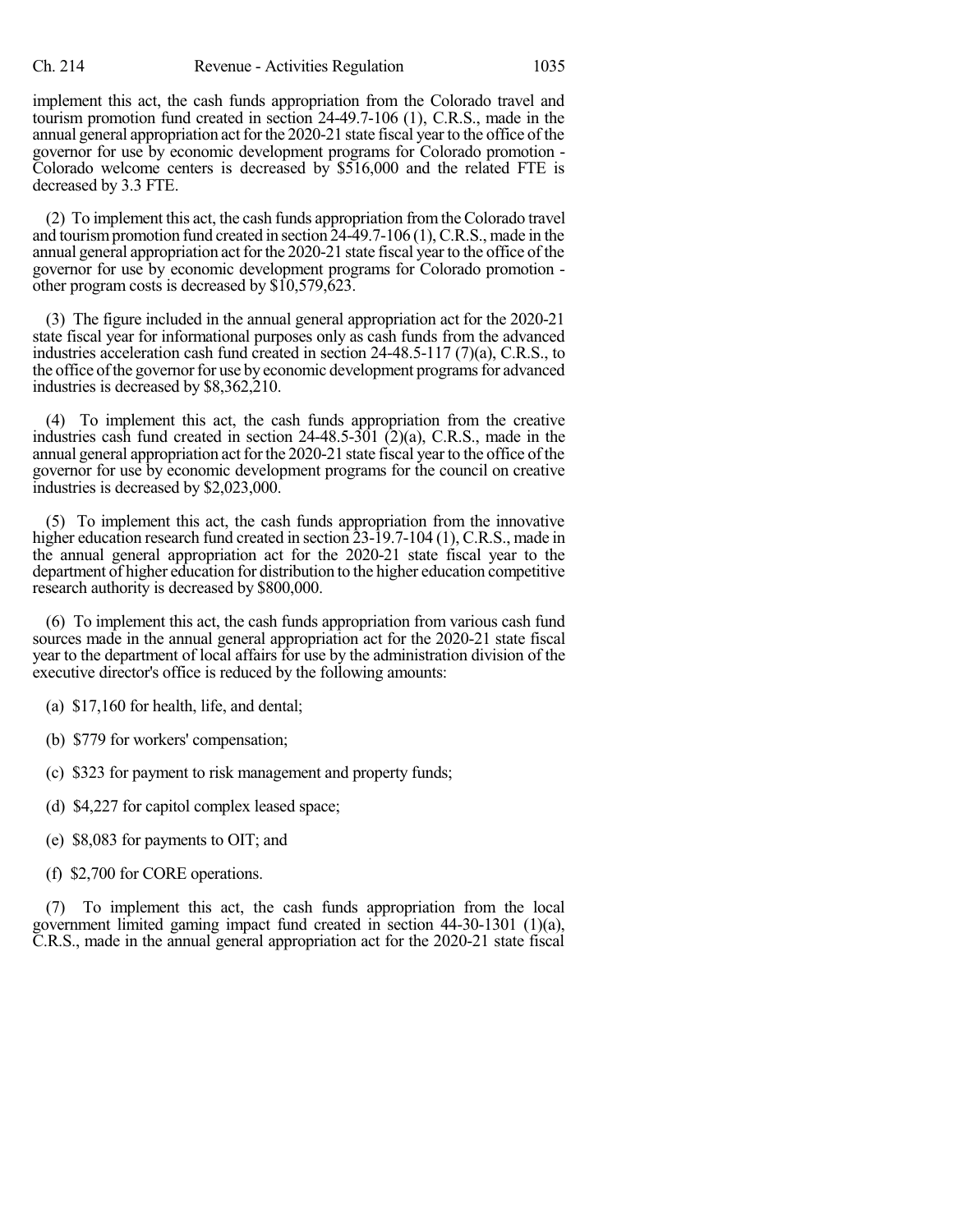implement this act, the cash funds appropriation from the Colorado travel and tourism promotion fund created in section 24-49.7-106 (1), C.R.S., made in the annual general appropriation act for the 2020-21 state fiscal year to the office of the governor for use by economic development programs for Colorado promotion - Colorado welcome centers is decreased by $516,000 and the related FTE is decreased by 3.3 FTE.

(2) To implement this act, the cash funds appropriation from the Colorado travel and tourism promotion fund created in section 24-49.7-106 (1), C.R.S., made in the annual general appropriation act for the 2020-21 state fiscal year to the office of the governor for use by economic development programs for Colorado promotion - other program costs is decreased by $10,579,623.

(3) The figure included in the annual general appropriation act for the 2020-21 state fiscal year for informational purposes only as cash funds from the advanced industries acceleration cash fund created in section 24-48.5-117 (7)(a), C.R.S., to the office of the governor for use by economic development programs for advanced industries is decreased by $8,362,210.

(4) To implement this act, the cash funds appropriation from the creative industries cash fund created in section 24-48.5-301 (2)(a), C.R.S., made in the annual general appropriation act for the 2020-21 state fiscal year to the office of the governor for use by economic development programs for the council on creative industries is decreased by $2,023,000.

(5) To implement this act, the cash funds appropriation from the innovative higher education research fund created in section 23-19.7-104 (1), C.R.S., made in the annual general appropriation act for the 2020-21 state fiscal year to the department of higher education for distribution to the higher education competitive research authority is decreased by $800,000.

(6) To implement this act, the cash funds appropriation from various cash fund sources made in the annual general appropriation act for the 2020-21 state fiscal year to the department of local affairs for use by the administration division of the executive director's office is reduced by the following amounts:

(a) $17,160 for health, life, and dental;

(b) $779 for workers' compensation;

(c) $323 for payment to risk management and property funds;

(d) $4,227 for capitol complex leased space;

(e) $8,083 for payments to OIT; and

(f) $2,700 for CORE operations.

(7) To implement this act, the cash funds appropriation from the local government limited gaming impact fund created in section 44-30-1301 (1)(a), C.R.S., made in the annual general appropriation act for the 2020-21 state fiscal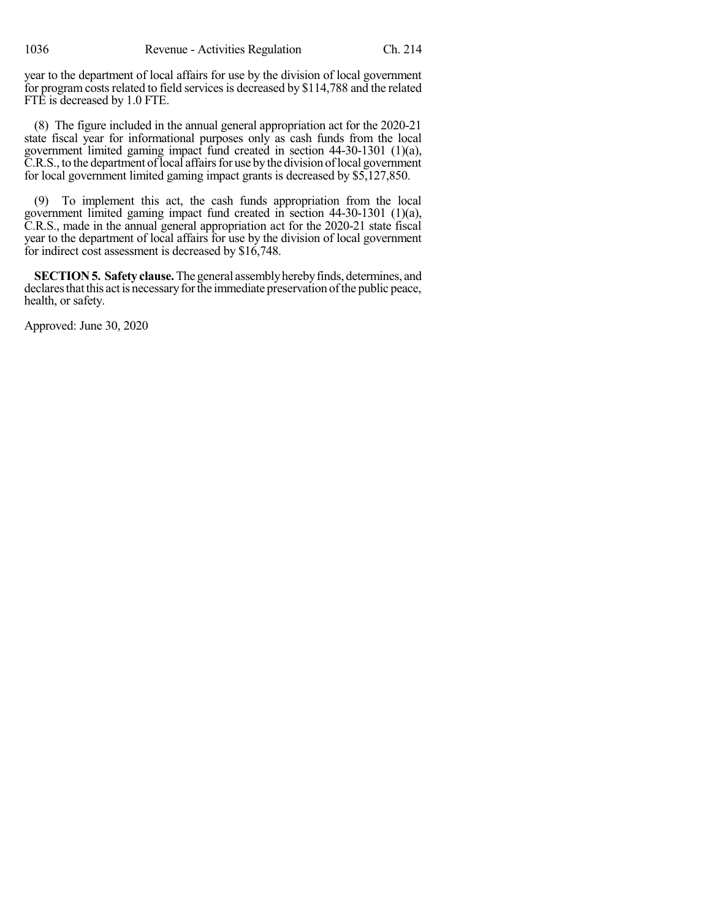year to the department of local affairs for use by the division of local government for program costs related to field services is decreased by $114,788 and the related FTE is decreased by 1.0 FTE.

(8) The figure included in the annual general appropriation act for the 2020-21 state fiscal year for informational purposes only as cash funds from the local government limited gaming impact fund created in section 44-30-1301 (1)(a), C.R.S., to the department of local affairs for use by the division of local government for local government limited gaming impact grants is decreased by $5,127,850.

(9) To implement this act, the cash funds appropriation from the local government limited gaming impact fund created in section 44-30-1301 (1)(a), C.R.S., made in the annual general appropriation act for the 2020-21 state fiscal year to the department of local affairs for use by the division of local government for indirect cost assessment is decreased by $16,748.

**SECTION 5. Safety clause.** The general assembly hereby finds, determines, and declares that this act is necessary for the immediate preservation of the public peace, health, or safety.

Approved: June 30, 2020